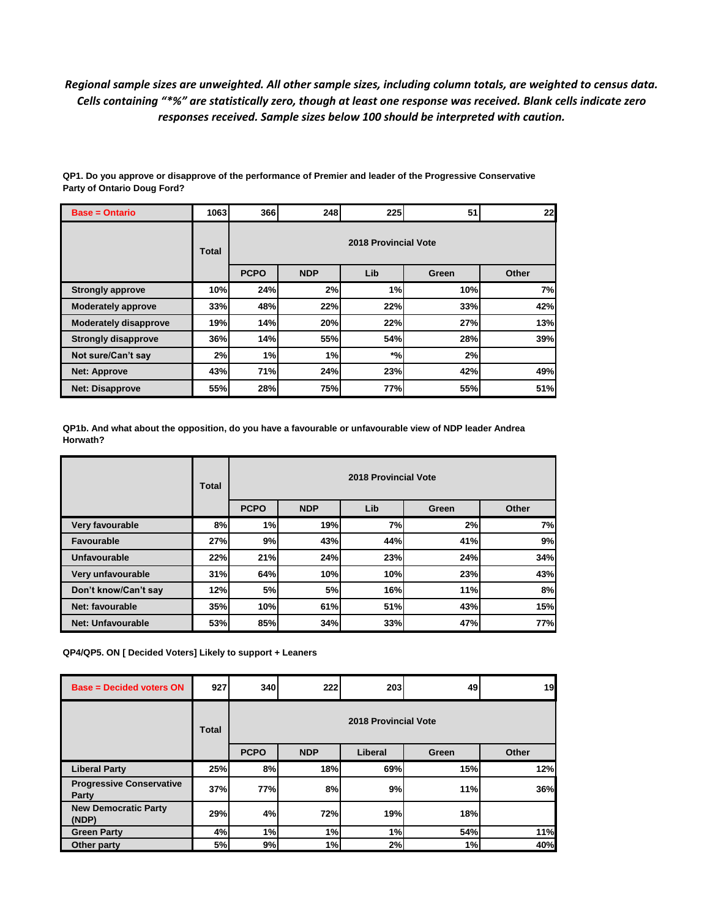*Regional sample sizes are unweighted. All other sample sizes, including column totals, are weighted to census data. Cells containing "*%" are statistically zero, though at least one response was received. Blank cells indicate zero responses received. Sample sizes below 100 should be interpreted with caution.*

**QP1. Do you approve or disapprove of the performance of Premier and leader of the Progressive Conservative Party of Ontario Doug Ford?**

| Base = Ontario | 1063 | 366 | 248 | 225 | 51 | 22 |
|---|---|---|---|---|---|---|
| | Total | 2018 Provincial Vote | | | | |
| | | PCPO | NDP | Lib | Green | Other |
| Strongly approve | 10% | 24% | 2% | 1% | 10% | 7% |
| Moderately approve | 33% | 48% | 22% | 22% | 33% | 42% |
| Moderately disapprove | 19% | 14% | 20% | 22% | 27% | 13% |
| Strongly disapprove | 36% | 14% | 55% | 54% | 28% | 39% |
| Not sure/Can't say | 2% | 1% | 1% | *% | 2% | |
| Net: Approve | 43% | 71% | 24% | 23% | 42% | 49% |
| Net: Disapprove | 55% | 28% | 75% | 77% | 55% | 51% |

**QP1b. And what about the opposition, do you have a favourable or unfavourable view of NDP leader Andrea Horwath?**

| | Total | 2018 Provincial Vote | | | | |
|---|---|---|---|---|---|---|
| | | PCPO | NDP | Lib | Green | Other |
| Very favourable | 8% | 1% | 19% | 7% | 2% | 7% |
| Favourable | 27% | 9% | 43% | 44% | 41% | 9% |
| Unfavourable | 22% | 21% | 24% | 23% | 24% | 34% |
| Very unfavourable | 31% | 64% | 10% | 10% | 23% | 43% |
| Don't know/Can't say | 12% | 5% | 5% | 16% | 11% | 8% |
| Net: favourable | 35% | 10% | 61% | 51% | 43% | 15% |
| Net: Unfavourable | 53% | 85% | 34% | 33% | 47% | 77% |

**QP4/QP5. ON [ Decided Voters] Likely to support + Leaners**

| Base = Decided voters ON | 927 | 340 | 222 | 203 | 49 | 19 |
|---|---|---|---|---|---|---|
| | Total | 2018 Provincial Vote | | | | |
| | | PCPO | NDP | Liberal | Green | Other |
| Liberal Party | 25% | 8% | 18% | 69% | 15% | 12% |
| Progressive Conservative Party | 37% | 77% | 8% | 9% | 11% | 36% |
| New Democratic Party (NDP) | 29% | 4% | 72% | 19% | 18% | |
| Green Party | 4% | 1% | 1% | 1% | 54% | 11% |
| Other party | 5% | 9% | 1% | 2% | 1% | 40% |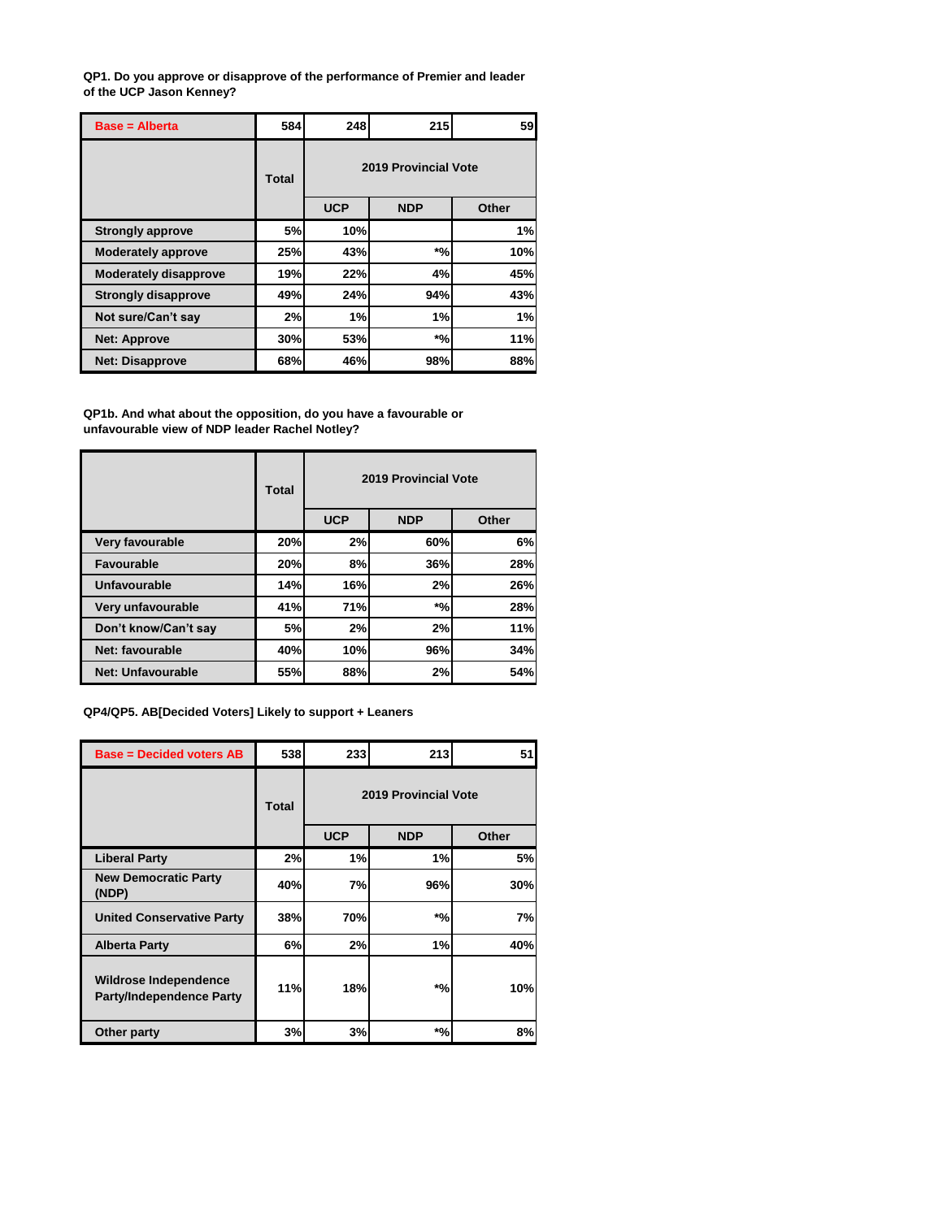**QP1. Do you approve or disapprove of the performance of Premier and leader of the UCP Jason Kenney?**

| Base = Alberta | 584 | 248 | 215 | 59 |
|---|---|---|---|---|
| | Total | 2019 Provincial Vote | | |
| | | UCP | NDP | Other |
| Strongly approve | 5% | 10% | | 1% |
| Moderately approve | 25% | 43% | *% | 10% |
| Moderately disapprove | 19% | 22% | 4% | 45% |
| Strongly disapprove | 49% | 24% | 94% | 43% |
| Not sure/Can't say | 2% | 1% | 1% | 1% |
| Net: Approve | 30% | 53% | *% | 11% |
| Net: Disapprove | 68% | 46% | 98% | 88% |

**QP1b. And what about the opposition, do you have a favourable or unfavourable view of NDP leader Rachel Notley?**

| | Total | 2019 Provincial Vote | | |
|---|---|---|---|---|
| | | UCP | NDP | Other |
| Very favourable | 20% | 2% | 60% | 6% |
| Favourable | 20% | 8% | 36% | 28% |
| Unfavourable | 14% | 16% | 2% | 26% |
| Very unfavourable | 41% | 71% | *% | 28% |
| Don't know/Can't say | 5% | 2% | 2% | 11% |
| Net: favourable | 40% | 10% | 96% | 34% |
| Net: Unfavourable | 55% | 88% | 2% | 54% |

**QP4/QP5. AB[Decided Voters] Likely to support + Leaners**

| Base = Decided voters AB | 538 | 233 | 213 | 51 |
|---|---|---|---|---|
| | Total | 2019 Provincial Vote | | |
| | | UCP | NDP | Other |
| Liberal Party | 2% | 1% | 1% | 5% |
| New Democratic Party (NDP) | 40% | 7% | 96% | 30% |
| United Conservative Party | 38% | 70% | *% | 7% |
| Alberta Party | 6% | 2% | 1% | 40% |
| Wildrose Independence Party/Independence Party | 11% | 18% | *% | 10% |
| Other party | 3% | 3% | *% | 8% |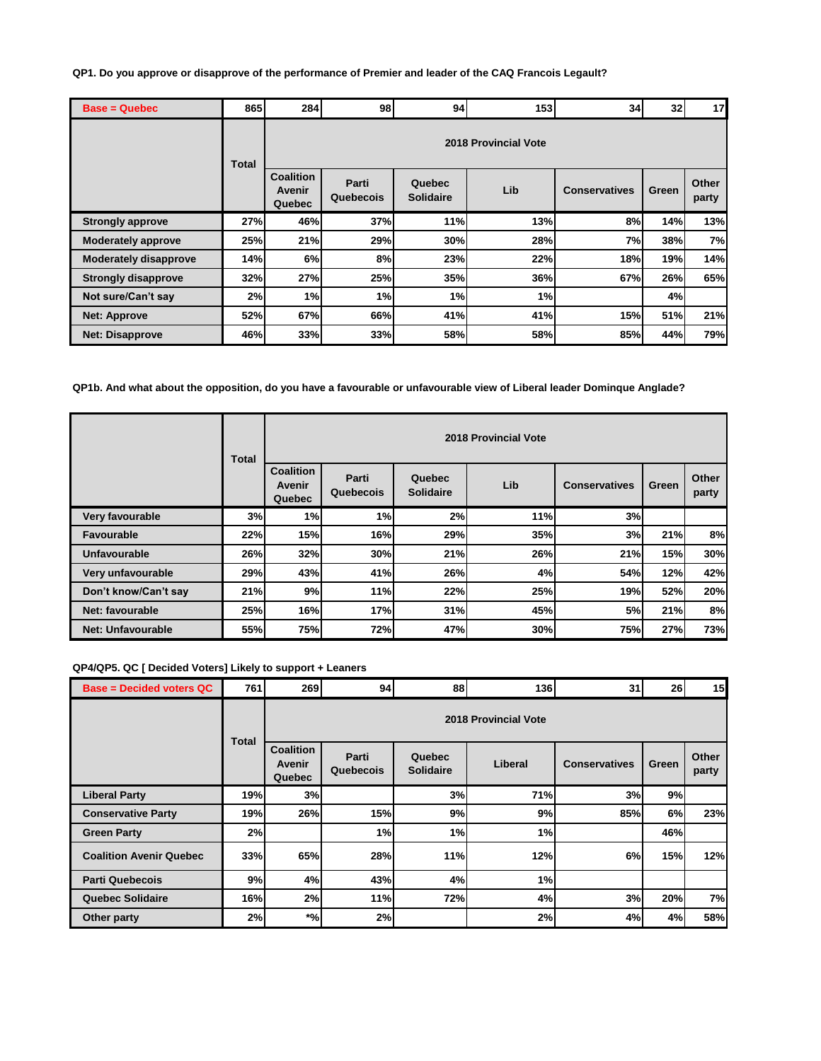**QP1. Do you approve or disapprove of the performance of Premier and leader of the CAQ Francois Legault?**

| Base = Quebec | 865 | 284 | 98 | 94 | 153 | 34 | 32 | 17 |
|---|---|---|---|---|---|---|---|---|
| | Total | 2018 Provincial Vote | | | | | | |
| | | Coalition Avenir Quebec | Parti Quebecois | Quebec Solidaire | Lib | Conservatives | Green | Other party |
| Strongly approve | 27% | 46% | 37% | 11% | 13% | 8% | 14% | 13% |
| Moderately approve | 25% | 21% | 29% | 30% | 28% | 7% | 38% | 7% |
| Moderately disapprove | 14% | 6% | 8% | 23% | 22% | 18% | 19% | 14% |
| Strongly disapprove | 32% | 27% | 25% | 35% | 36% | 67% | 26% | 65% |
| Not sure/Can't say | 2% | 1% | 1% | 1% | 1% | | 4% | |
| Net: Approve | 52% | 67% | 66% | 41% | 41% | 15% | 51% | 21% |
| Net: Disapprove | 46% | 33% | 33% | 58% | 58% | 85% | 44% | 79% |

**QP1b. And what about the opposition, do you have a favourable or unfavourable view of Liberal leader Dominque Anglade?**

| | Total | 2018 Provincial Vote | | | | | | |
|---|---|---|---|---|---|---|---|---|
| | | Coalition Avenir Quebec | Parti Quebecois | Quebec Solidaire | Lib | Conservatives | Green | Other party |
| Very favourable | 3% | 1% | 1% | 2% | 11% | 3% | | |
| Favourable | 22% | 15% | 16% | 29% | 35% | 3% | 21% | 8% |
| Unfavourable | 26% | 32% | 30% | 21% | 26% | 21% | 15% | 30% |
| Very unfavourable | 29% | 43% | 41% | 26% | 4% | 54% | 12% | 42% |
| Don't know/Can't say | 21% | 9% | 11% | 22% | 25% | 19% | 52% | 20% |
| Net: favourable | 25% | 16% | 17% | 31% | 45% | 5% | 21% | 8% |
| Net: Unfavourable | 55% | 75% | 72% | 47% | 30% | 75% | 27% | 73% |

**QP4/QP5. QC [ Decided Voters] Likely to support + Leaners**

| Base = Decided voters QC | 761 | 269 | 94 | 88 | 136 | 31 | 26 | 15 |
|---|---|---|---|---|---|---|---|---|
| | Total | 2018 Provincial Vote | | | | | | |
| | | Coalition Avenir Quebec | Parti Quebecois | Quebec Solidaire | Liberal | Conservatives | Green | Other party |
| Liberal Party | 19% | 3% | | 3% | 71% | 3% | 9% | |
| Conservative Party | 19% | 26% | 15% | 9% | 9% | 85% | 6% | 23% |
| Green Party | 2% | | 1% | 1% | 1% | | 46% | |
| Coalition Avenir Quebec | 33% | 65% | 28% | 11% | 12% | 6% | 15% | 12% |
| Parti Quebecois | 9% | 4% | 43% | 4% | 1% | | | |
| Quebec Solidaire | 16% | 2% | 11% | 72% | 4% | 3% | 20% | 7% |
| Other party | 2% | *% | 2% | | 2% | 4% | 4% | 58% |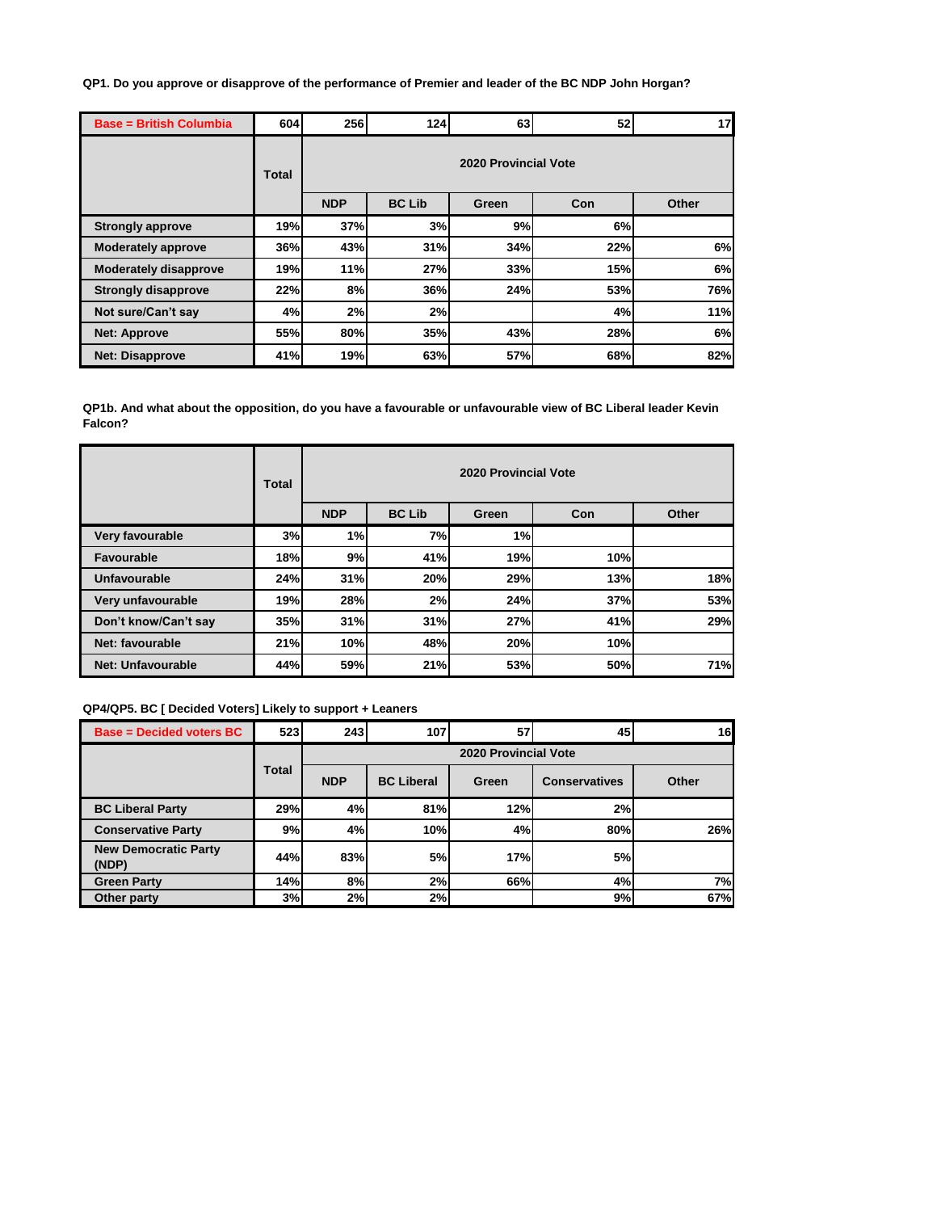**QP1. Do you approve or disapprove of the performance of Premier and leader of the BC NDP John Horgan?**

| Base = British Columbia | 604 | 256 | 124 | 63 | 52 | 17 |
|---|---|---|---|---|---|---|
| | Total | 2020 Provincial Vote | | | | |
| | | NDP | BC Lib | Green | Con | Other |
| **Strongly approve** | 19% | 37% | 3% | 9% | 6% | |
| **Moderately approve** | 36% | 43% | 31% | 34% | 22% | 6% |
| **Moderately disapprove** | 19% | 11% | 27% | 33% | 15% | 6% |
| **Strongly disapprove** | 22% | 8% | 36% | 24% | 53% | 76% |
| **Not sure/Can't say** | 4% | 2% | 2% | | 4% | 11% |
| **Net: Approve** | 55% | 80% | 35% | 43% | 28% | 6% |
| **Net: Disapprove** | 41% | 19% | 63% | 57% | 68% | 82% |

**QP1b. And what about the opposition, do you have a favourable or unfavourable view of BC Liberal leader Kevin Falcon?**

| | Total | 2020 Provincial Vote | | | | |
|---|---|---|---|---|---|---|
| | | NDP | BC Lib | Green | Con | Other |
| **Very favourable** | 3% | 1% | 7% | 1% | | |
| **Favourable** | 18% | 9% | 41% | 19% | 10% | |
| **Unfavourable** | 24% | 31% | 20% | 29% | 13% | 18% |
| **Very unfavourable** | 19% | 28% | 2% | 24% | 37% | 53% |
| **Don't know/Can't say** | 35% | 31% | 31% | 27% | 41% | 29% |
| **Net: favourable** | 21% | 10% | 48% | 20% | 10% | |
| **Net: Unfavourable** | 44% | 59% | 21% | 53% | 50% | 71% |

**QP4/QP5. BC [ Decided Voters] Likely to support + Leaners**

| Base = Decided voters BC | 523 | 243 | 107 | 57 | 45 | 16 |
|---|---|---|---|---|---|---|
| | Total | 2020 Provincial Vote | | | | |
| | | NDP | BC Liberal | Green | Conservatives | Other |
| **BC Liberal Party** | 29% | 4% | 81% | 12% | 2% | |
| **Conservative Party** | 9% | 4% | 10% | 4% | 80% | 26% |
| **New Democratic Party (NDP)** | 44% | 83% | 5% | 17% | 5% | |
| **Green Party** | 14% | 8% | 2% | 66% | 4% | 7% |
| **Other party** | 3% | 2% | 2% | | 9% | 67% |